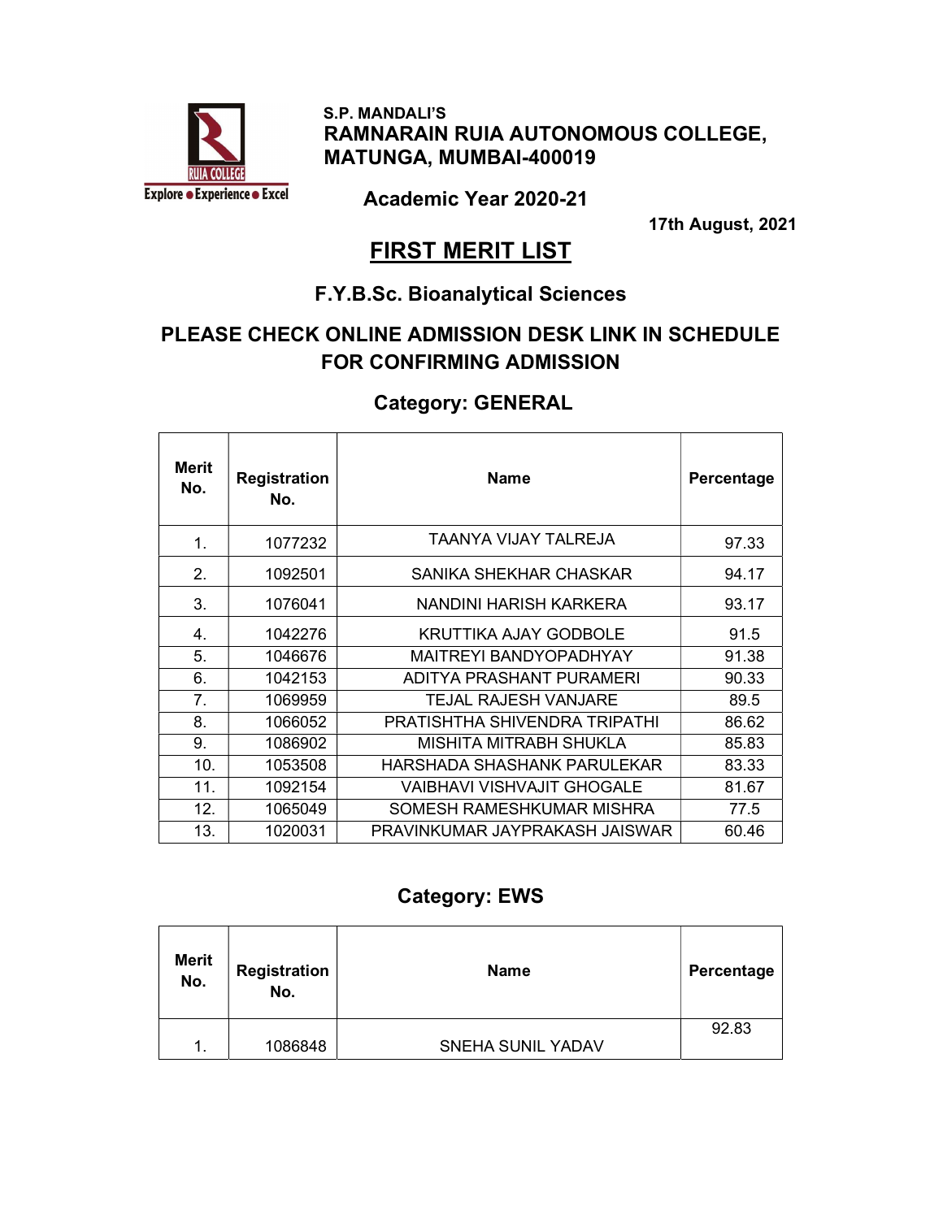S.P. MANDALI'S

**RAMNARAIN RUIA AUTONOMOUS COLLEGE, MATUNGA, MUMBAI-400019**

**Academic Year 2020-21**

**17th August, 2021**

# FIRST MERIT LIST

## F.Y.B.Sc. Bioanalytical Sciences

## PLEASE CHECK ONLINE ADMISSION DESK LINK IN SCHEDULE FOR CONFIRMING ADMISSION

### Category: GENERAL

| Merit No. | Registration No. | Name | Percentage |
|---|---|---|---|
| 1. | 1077232 | TAANYA VIJAY TALREJA | 97.33 |
| 2. | 1092501 | SANIKA SHEKHAR CHASKAR | 94.17 |
| 3. | 1076041 | NANDINI HARISH KARKERA | 93.17 |
| 4. | 1042276 | KRUTTIKA AJAY GODBOLE | 91.5 |
| 5. | 1046676 | MAITREYI BANDYOPADHYAY | 91.38 |
| 6. | 1042153 | ADITYA PRASHANT PURAMERI | 90.33 |
| 7. | 1069959 | TEJAL RAJESH VANJARE | 89.5 |
| 8. | 1066052 | PRATISHTHA SHIVENDRA TRIPATHI | 86.62 |
| 9. | 1086902 | MISHITA MITRABH SHUKLA | 85.83 |
| 10. | 1053508 | HARSHADA SHASHANK PARULEKAR | 83.33 |
| 11. | 1092154 | VAIBHAVI VISHVAJIT GHOGALE | 81.67 |
| 12. | 1065049 | SOMESH RAMESHKUMAR MISHRA | 77.5 |
| 13. | 1020031 | PRAVINKUMAR JAYPRAKASH JAISWAR | 60.46 |

### Category: EWS

| Merit No. | Registration No. | Name | Percentage |
|---|---|---|---|
| 1. | 1086848 | SNEHA SUNIL YADAV | 92.83 |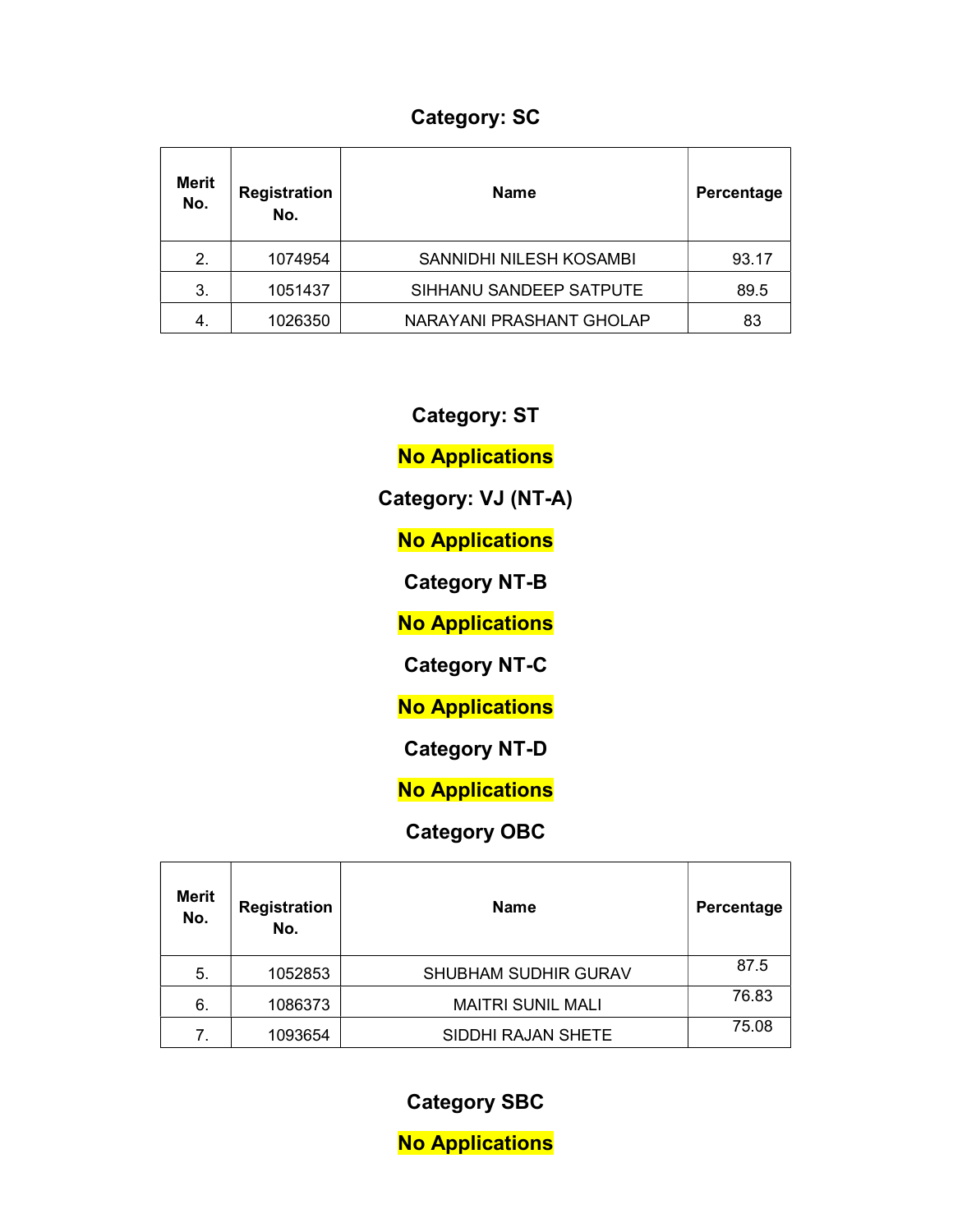## Category: SC

| Merit No. | Registration No. | Name | Percentage |
|---|---|---|---|
| 2. | 1074954 | SANNIDHI NILESH KOSAMBI | 93.17 |
| 3. | 1051437 | SIHHANU SANDEEP SATPUTE | 89.5 |
| 4. | 1026350 | NARAYANI PRASHANT GHOLAP | 83 |

## Category: ST

**No Applications**

## Category: VJ (NT-A)

**No Applications**

## Category NT-B

**No Applications**

## Category NT-C

**No Applications**

## Category NT-D

**No Applications**

## Category OBC

| Merit No. | Registration No. | Name | Percentage |
|---|---|---|---|
| 5. | 1052853 | SHUBHAM SUDHIR GURAV | 87.5 |
| 6. | 1086373 | MAITRI SUNIL MALI | 76.83 |
| 7. | 1093654 | SIDDHI RAJAN SHETE | 75.08 |

## Category SBC

**No Applications**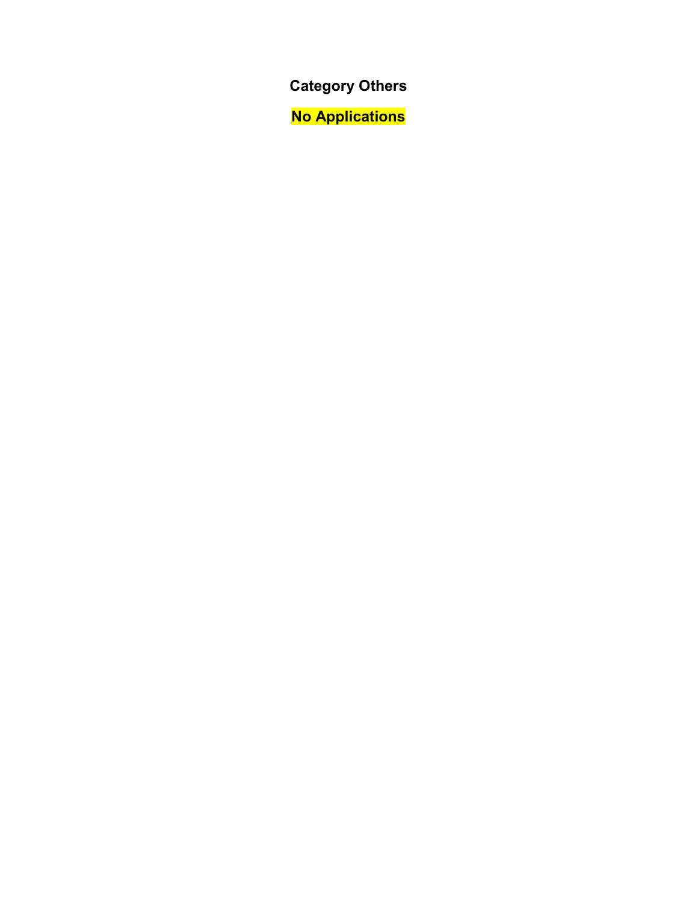## Category Others

## No Applications